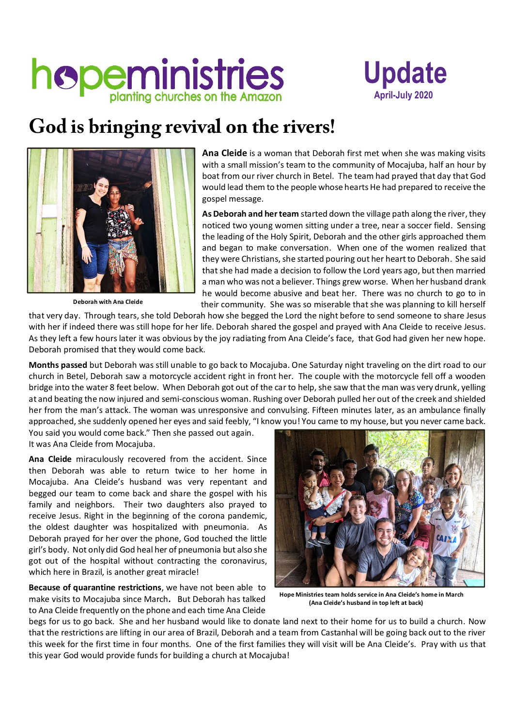# hopeministries

planting churches on the Amazon

**Update**

**April-July 2020**

# God is bringing revival on the rivers!

Deborah with Ana Cleide

**Ana Cleide** is a woman that Deborah first met when she was making visits with a small mission's team to the community of Mocajuba, half an hour by boat from our river church in Betel. The team had prayed that day that God would lead them to the people whose hearts He had prepared to receive the gospel message.

**As Deborah and her team** started down the village path along the river, they noticed two young women sitting under a tree, near a soccer field. Sensing the leading of the Holy Spirit, Deborah and the other girls approached them and began to make conversation. When one of the women realized that they were Christians, she started pouring out her heart to Deborah. She said that she had made a decision to follow the Lord years ago, but then married a man who was not a believer. Things grew worse. When her husband drank he would become abusive and beat her. There was no church to go to in their community. She was so miserable that she was planning to kill herself that very day. Through tears, she told Deborah how she begged the Lord the night before to send someone to share Jesus with her if indeed there was still hope for her life. Deborah shared the gospel and prayed with Ana Cleide to receive Jesus. As they left a few hours later it was obvious by the joy radiating from Ana Cleide's face, that God had given her new hope. Deborah promised that they would come back.

**Months passed** but Deborah was still unable to go back to Mocajuba. One Saturday night traveling on the dirt road to our church in Betel, Deborah saw a motorcycle accident right in front her. The couple with the motorcycle fell off a wooden bridge into the water 8 feet below. When Deborah got out of the car to help, she saw that the man was very drunk, yelling at and beating the now injured and semi-conscious woman. Rushing over Deborah pulled her out of the creek and shielded her from the man's attack. The woman was unresponsive and convulsing. Fifteen minutes later, as an ambulance finally approached, she suddenly opened her eyes and said feebly, "I know you! You came to my house, but you never came back. You said you would come back." Then she passed out again. It was Ana Cleide from Mocajuba.

**Ana Cleide** miraculously recovered from the accident. Since then Deborah was able to return twice to her home in Mocajuba. Ana Cleide's husband was very repentant and begged our team to come back and share the gospel with his family and neighbors. Their two daughters also prayed to receive Jesus. Right in the beginning of the corona pandemic, the oldest daughter was hospitalized with pneumonia. As Deborah prayed for her over the phone, God touched the little girl's body. Not only did God heal her of pneumonia but also she got out of the hospital without contracting the coronavirus, which here in Brazil, is another great miracle!

Hope Ministries team holds service in Ana Cleide's home in March
(Ana Cleide's husband in top left at back)

**Because of quarantine restrictions**, we have not been able to make visits to Mocajuba since March. But Deborah has talked to Ana Cleide frequently on the phone and each time Ana Cleide begs for us to go back. She and her husband would like to donate land next to their home for us to build a church. Now that the restrictions are lifting in our area of Brazil, Deborah and a team from Castanhal will be going back out to the river this week for the first time in four months. One of the first families they will visit will be Ana Cleide's. Pray with us that this year God would provide funds for building a church at Mocajuba!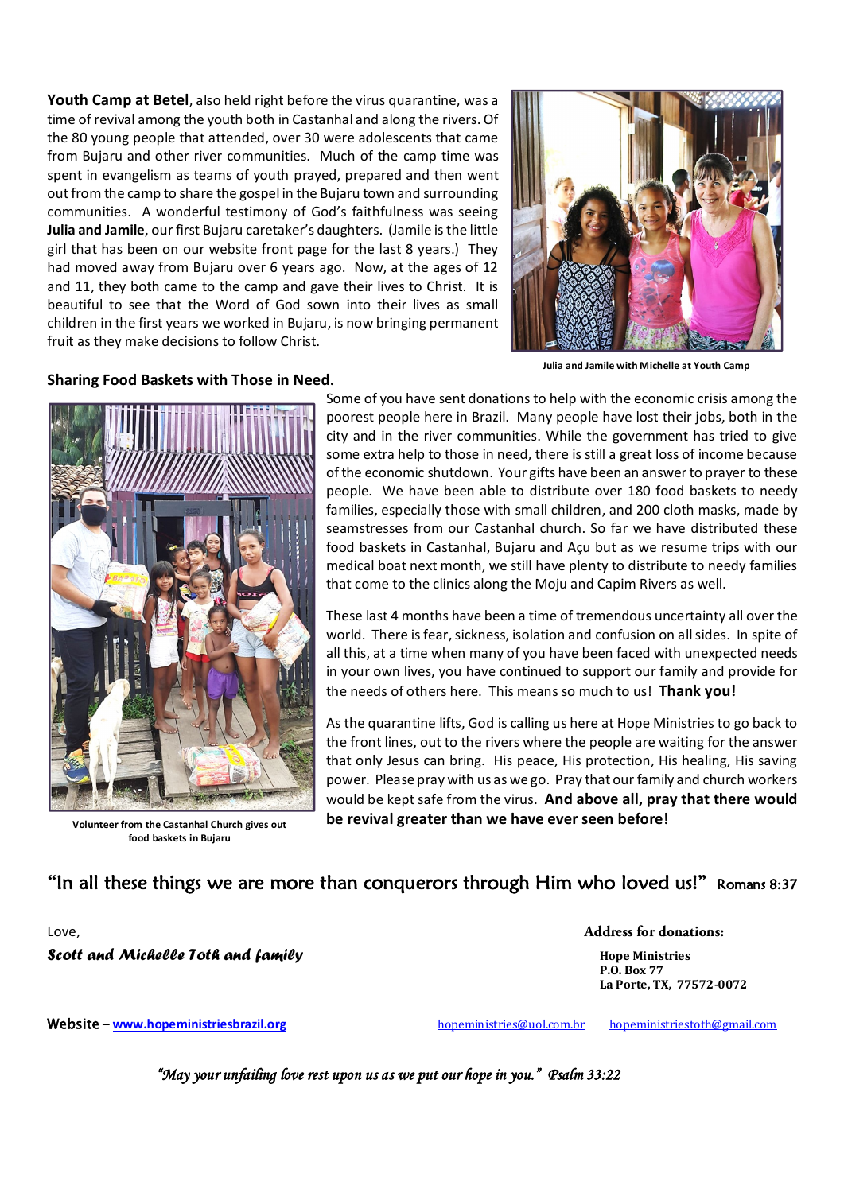**Youth Camp at Betel**, also held right before the virus quarantine, was a time of revival among the youth both in Castanhal and along the rivers. Of the 80 young people that attended, over 30 were adolescents that came from Bujaru and other river communities. Much of the camp time was spent in evangelism as teams of youth prayed, prepared and then went out from the camp to share the gospel in the Bujaru town and surrounding communities. A wonderful testimony of God's faithfulness was seeing **Julia and Jamile**, our first Bujaru caretaker's daughters. (Jamile is the little girl that has been on our website front page for the last 8 years.) They had moved away from Bujaru over 6 years ago. Now, at the ages of 12 and 11, they both came to the camp and gave their lives to Christ. It is beautiful to see that the Word of God sown into their lives as small children in the first years we worked in Bujaru, is now bringing permanent fruit as they make decisions to follow Christ.

Julia and Jamile with Michelle at Youth Camp

**Sharing Food Baskets with Those in Need.**

Some of you have sent donations to help with the economic crisis among the poorest people here in Brazil. Many people have lost their jobs, both in the city and in the river communities. While the government has tried to give some extra help to those in need, there is still a great loss of income because of the economic shutdown. Your gifts have been an answer to prayer to these people. We have been able to distribute over 180 food baskets to needy families, especially those with small children, and 200 cloth masks, made by seamstresses from our Castanhal church. So far we have distributed these food baskets in Castanhal, Bujaru and Açu but as we resume trips with our medical boat next month, we still have plenty to distribute to needy families that come to the clinics along the Moju and Capim Rivers as well.

Volunteer from the Castanhal Church gives out food baskets in Bujaru

These last 4 months have been a time of tremendous uncertainty all over the world. There is fear, sickness, isolation and confusion on all sides. In spite of all this, at a time when many of you have been faced with unexpected needs in your own lives, you have continued to support our family and provide for the needs of others here. This means so much to us! **Thank you!**

As the quarantine lifts, God is calling us here at Hope Ministries to go back to the front lines, out to the rivers where the people are waiting for the answer that only Jesus can bring. His peace, His protection, His healing, His saving power. Please pray with us as we go. Pray that our family and church workers would be kept safe from the virus. **And above all, pray that there would be revival greater than we have ever seen before!**

"In all these things we are more than conquerors through Him who loved us!" Romans 8:37

Love,

***Scott and Michelle Toth and family***

**Address for donations:**

**Hope Ministries**
**P.O. Box 77**
**La Porte, TX, 77572-0072**

**Website – www.hopeministriesbrazil.org**

hopeministries@uol.com.br hopeministriestoth@gmail.com

*"May your unfailing love rest upon us as we put our hope in you." Psalm 33:22*